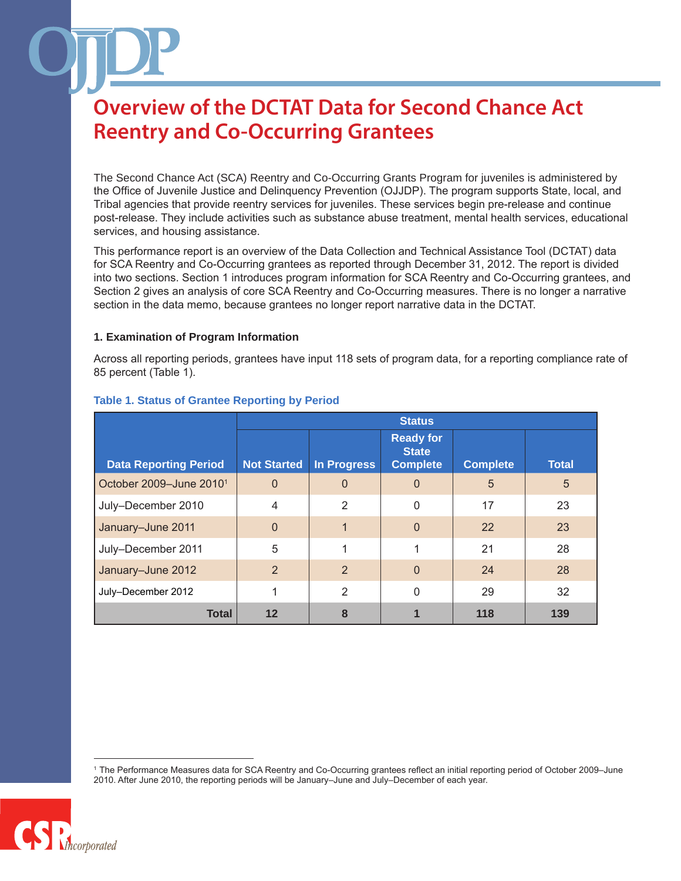# Overview of the DCTAT Data for Second Chance Act Reentry and Co-Occurring Grantees

The Second Chance Act (SCA) Reentry and Co-Occurring Grants Program for juveniles is administered by the Office of Juvenile Justice and Delinquency Prevention (OJJDP). The program supports State, local, and Tribal agencies that provide reentry services for juveniles. These services begin pre-release and continue post-release. They include activities such as substance abuse treatment, mental health services, educational services, and housing assistance.

This performance report is an overview of the Data Collection and Technical Assistance Tool (DCTAT) data for SCA Reentry and Co-Occurring grantees as reported through December 31, 2012. The report is divided into two sections. Section 1 introduces program information for SCA Reentry and Co-Occurring grantees, and Section 2 gives an analysis of core SCA Reentry and Co-Occurring measures. There is no longer a narrative section in the data memo, because grantees no longer report narrative data in the DCTAT.

### 1. Examination of Program Information

Across all reporting periods, grantees have input 118 sets of program data, for a reporting compliance rate of 85 percent (Table 1).

**Table 1. Status of Grantee Reporting by Period**

| | Status | | | | |
|---|---|---|---|---|---|
| **Data Reporting Period** | **Not Started** | **In Progress** | **Ready for State Complete** | **Complete** | **Total** |
| October 2009–June 2010[1] | 0 | 0 | 0 | 5 | 5 |
| July–December 2010 | 4 | 2 | 0 | 17 | 23 |
| January–June 2011 | 0 | 1 | 0 | 22 | 23 |
| July–December 2011 | 5 | 1 | 1 | 21 | 28 |
| January–June 2012 | 2 | 2 | 0 | 24 | 28 |
| July–December 2012 | 1 | 2 | 0 | 29 | 32 |
| **Total** | **12** | **8** | **1** | **118** | **139** |

[1] The Performance Measures data for SCA Reentry and Co-Occurring grantees reflect an initial reporting period of October 2009–June 2010. After June 2010, the reporting periods will be January–June and July–December of each year.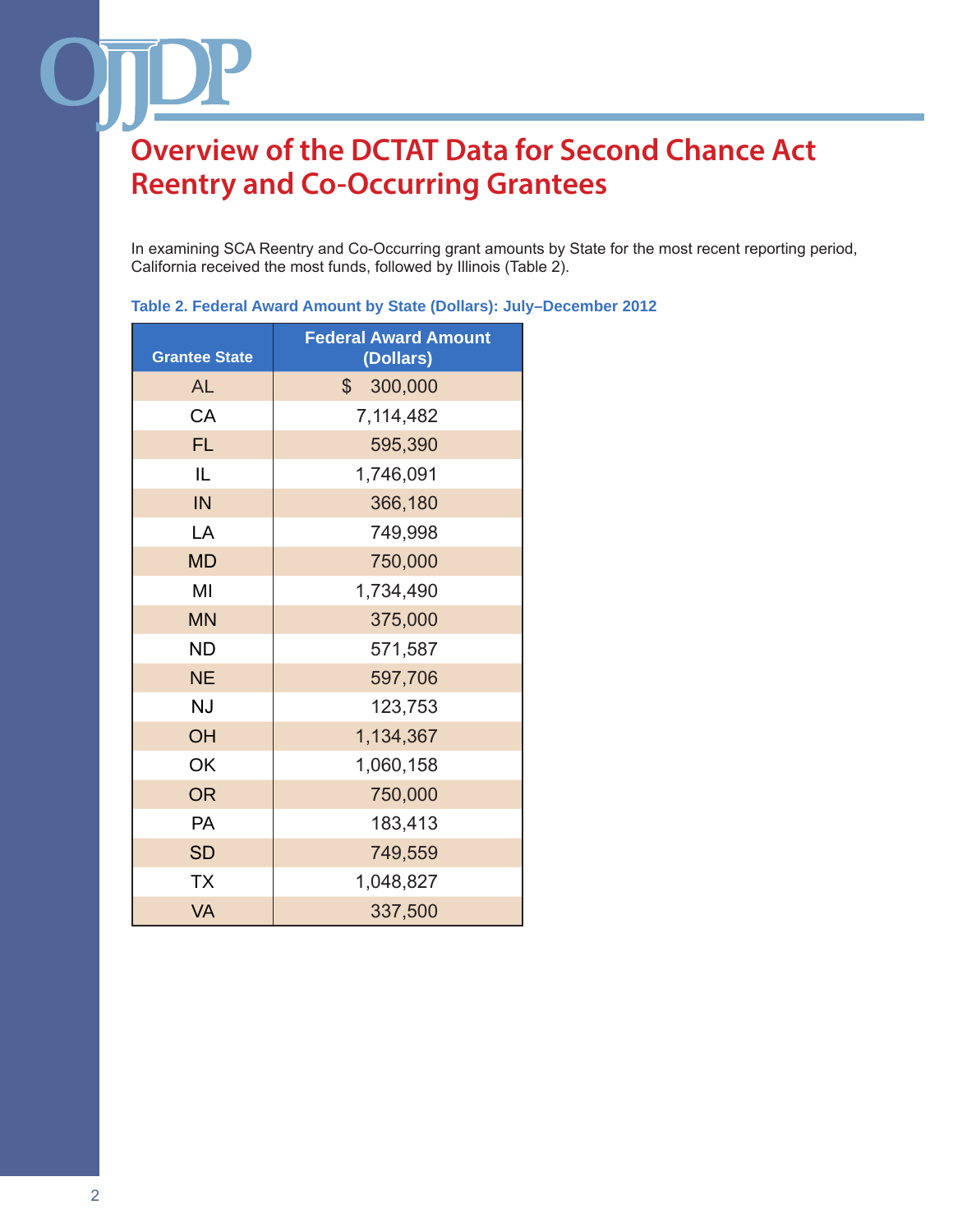# Overview of the DCTAT Data for Second Chance Act Reentry and Co-Occurring Grantees

In examining SCA Reentry and Co-Occurring grant amounts by State for the most recent reporting period, California received the most funds, followed by Illinois (Table 2).

**Table 2. Federal Award Amount by State (Dollars): July–December 2012**

| Grantee State | Federal Award Amount (Dollars) |
|---|---|
| AL | $ 300,000 |
| CA | 7,114,482 |
| FL | 595,390 |
| IL | 1,746,091 |
| IN | 366,180 |
| LA | 749,998 |
| MD | 750,000 |
| MI | 1,734,490 |
| MN | 375,000 |
| ND | 571,587 |
| NE | 597,706 |
| NJ | 123,753 |
| OH | 1,134,367 |
| OK | 1,060,158 |
| OR | 750,000 |
| PA | 183,413 |
| SD | 749,559 |
| TX | 1,048,827 |
| VA | 337,500 |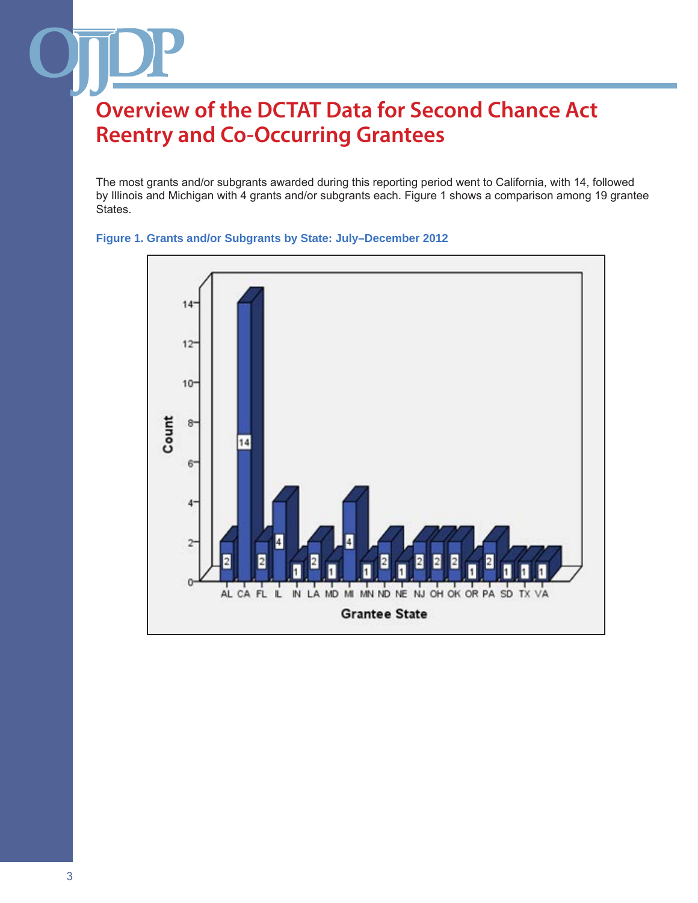# Overview of the DCTAT Data for Second Chance Act Reentry and Co-Occurring Grantees

The most grants and/or subgrants awarded during this reporting period went to California, with 14, followed by Illinois and Michigan with 4 grants and/or subgrants each. Figure 1 shows a comparison among 19 grantee States.

**Figure 1. Grants and/or Subgrants by State: July–December 2012**

| Grantee State | Count |
|---|---|
| AL | 2 |
| CA | 14 |
| FL | 2 |
| IL | 4 |
| IN | 1 |
| LA | 2 |
| MD | 1 |
| MI | 4 |
| MN | 1 |
| ND | 2 |
| NE | 1 |
| NJ | 2 |
| OH | 2 |
| OK | 2 |
| OR | 1 |
| PA | 2 |
| SD | 1 |
| TX | 1 |
| VA | 1 |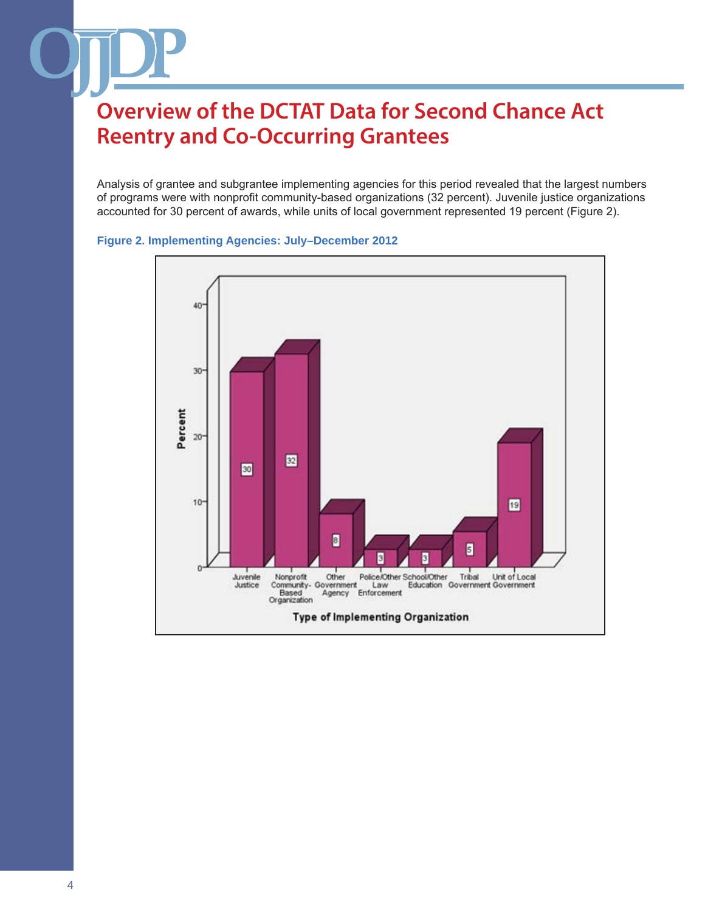# Overview of the DCTAT Data for Second Chance Act Reentry and Co-Occurring Grantees

Analysis of grantee and subgrantee implementing agencies for this period revealed that the largest numbers of programs were with nonprofit community-based organizations (32 percent). Juvenile justice organizations accounted for 30 percent of awards, while units of local government represented 19 percent (Figure 2).

**Figure 2. Implementing Agencies: July–December 2012**

| Type of Implementing Organization | Percent |
|---|---|
| Juvenile Justice | 30 |
| Nonprofit Community-Based Organization | 32 |
| Other Government Agency | 8 |
| Police/Other Law Enforcement | 3 |
| School/Other Education | 3 |
| Tribal Government | 5 |
| Unit of Local Government | 19 |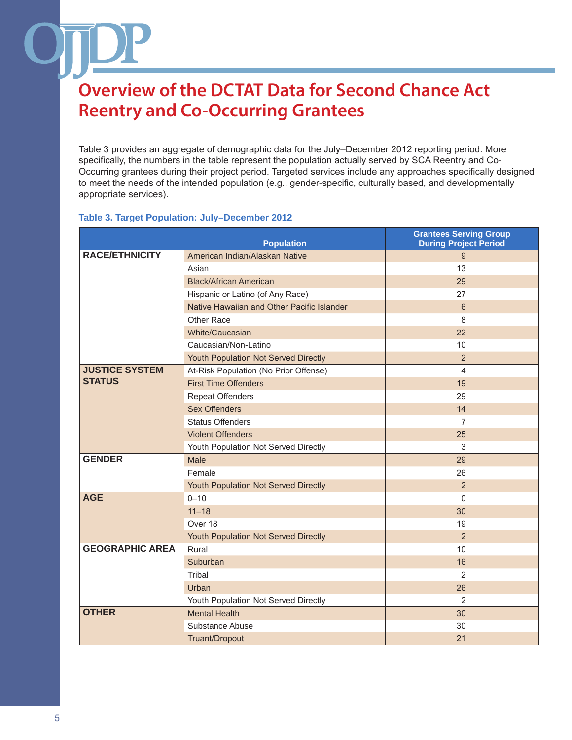# Overview of the DCTAT Data for Second Chance Act Reentry and Co-Occurring Grantees

Table 3 provides an aggregate of demographic data for the July–December 2012 reporting period. More specifically, the numbers in the table represent the population actually served by SCA Reentry and Co-Occurring grantees during their project period. Targeted services include any approaches specifically designed to meet the needs of the intended population (e.g., gender-specific, culturally based, and developmentally appropriate services).

**Table 3. Target Population: July–December 2012**

| | Population | Grantees Serving Group During Project Period |
|---|---|---|
| **RACE/ETHNICITY** | American Indian/Alaskan Native | 9 |
| | Asian | 13 |
| | Black/African American | 29 |
| | Hispanic or Latino (of Any Race) | 27 |
| | Native Hawaiian and Other Pacific Islander | 6 |
| | Other Race | 8 |
| | White/Caucasian | 22 |
| | Caucasian/Non-Latino | 10 |
| | Youth Population Not Served Directly | 2 |
| **JUSTICE SYSTEM STATUS** | At-Risk Population (No Prior Offense) | 4 |
| | First Time Offenders | 19 |
| | Repeat Offenders | 29 |
| | Sex Offenders | 14 |
| | Status Offenders | 7 |
| | Violent Offenders | 25 |
| | Youth Population Not Served Directly | 3 |
| **GENDER** | Male | 29 |
| | Female | 26 |
| | Youth Population Not Served Directly | 2 |
| **AGE** | 0–10 | 0 |
| | 11–18 | 30 |
| | Over 18 | 19 |
| | Youth Population Not Served Directly | 2 |
| **GEOGRAPHIC AREA** | Rural | 10 |
| | Suburban | 16 |
| | Tribal | 2 |
| | Urban | 26 |
| | Youth Population Not Served Directly | 2 |
| **OTHER** | Mental Health | 30 |
| | Substance Abuse | 30 |
| | Truant/Dropout | 21 |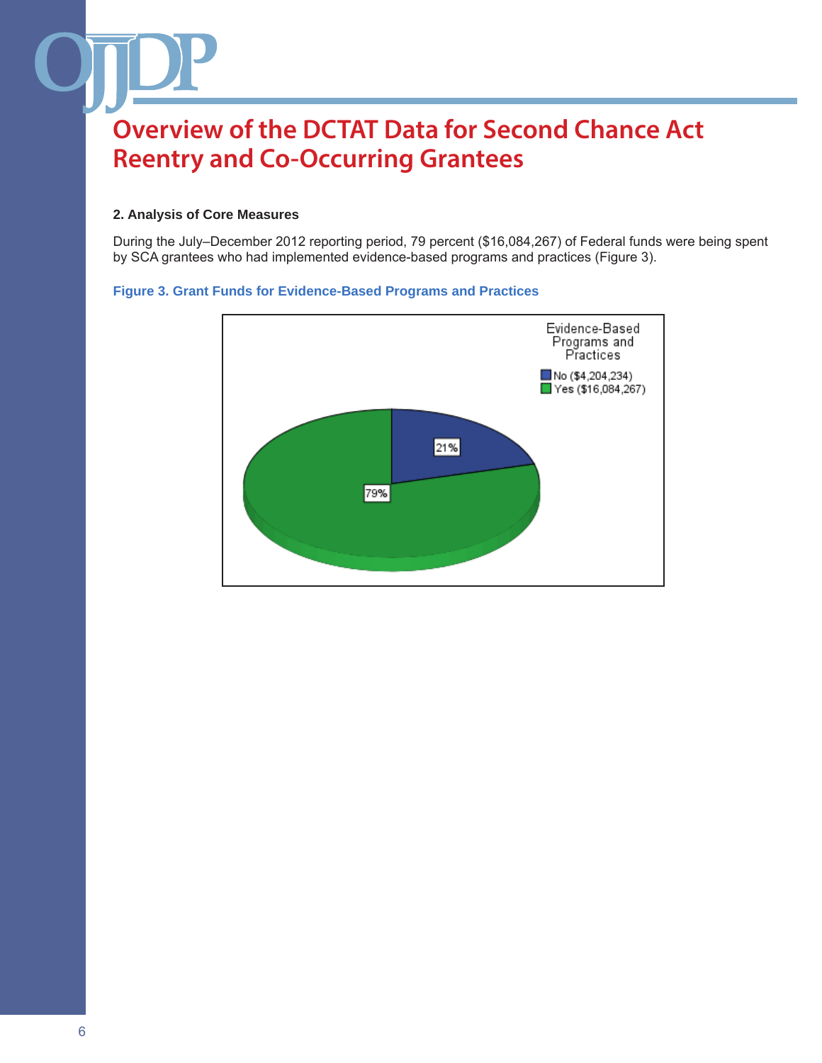## 2. Analysis of Core Measures

During the July–December 2012 reporting period, 79 percent ($16,084,267) of Federal funds were being spent by SCA grantees who had implemented evidence-based programs and practices (Figure 3).

**Figure 3. Grant Funds for Evidence-Based Programs and Practices**

Evidence-Based Programs and Practices

- No ($4,204,234) — 21%
- Yes ($16,084,267) — 79%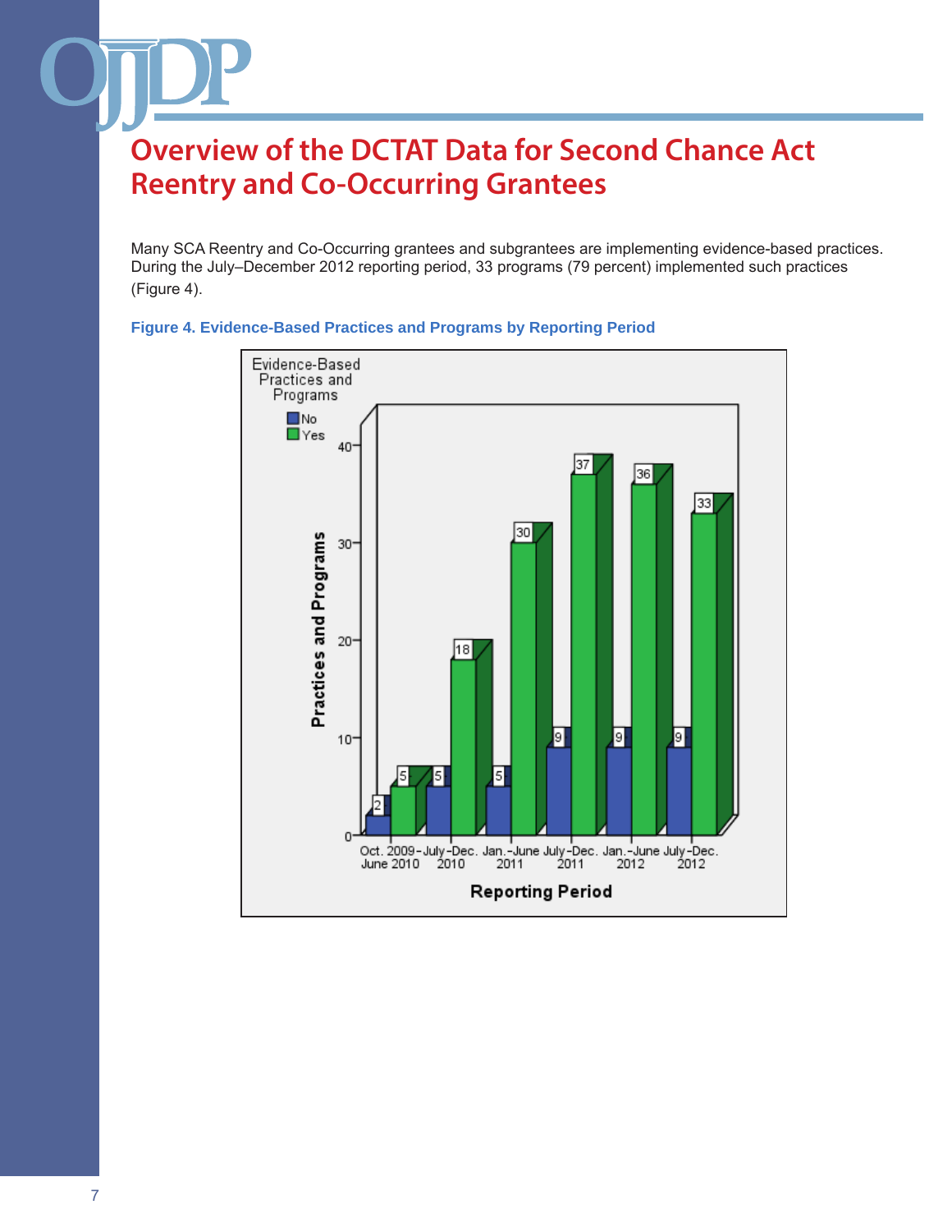# Overview of the DCTAT Data for Second Chance Act Reentry and Co-Occurring Grantees

Many SCA Reentry and Co-Occurring grantees and subgrantees are implementing evidence-based practices. During the July–December 2012 reporting period, 33 programs (79 percent) implemented such practices (Figure 4).

**Figure 4. Evidence-Based Practices and Programs by Reporting Period**

| Reporting Period | No | Yes |
|---|---|---|
| Oct. 2009–June 2010 | 2 | 5 |
| July–Dec. 2010 | 5 | 18 |
| Jan.–June 2011 | 5 | 30 |
| July–Dec. 2011 | 9 | 37 |
| Jan.–June 2012 | 9 | 36 |
| July–Dec. 2012 | 9 | 33 |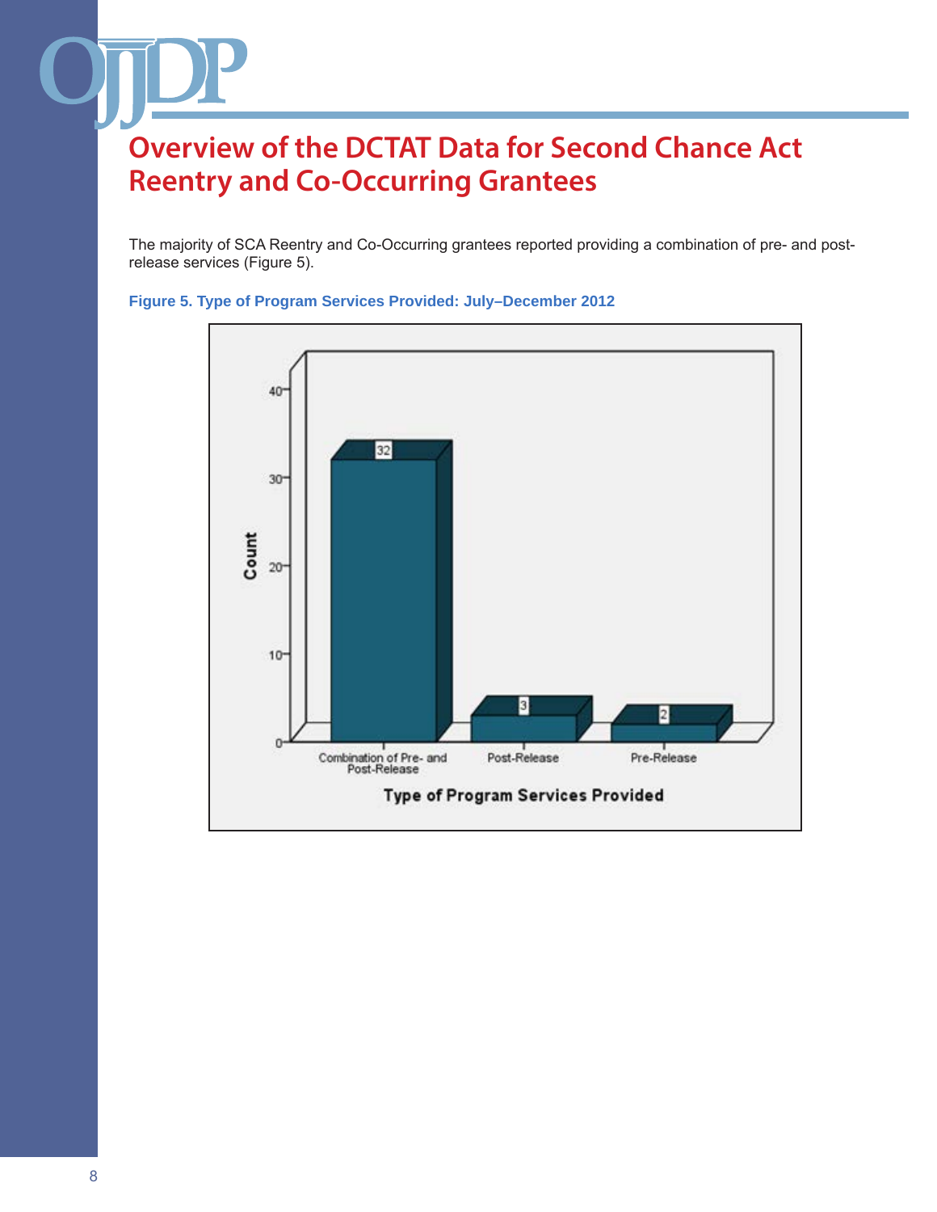# Overview of the DCTAT Data for Second Chance Act Reentry and Co-Occurring Grantees

The majority of SCA Reentry and Co-Occurring grantees reported providing a combination of pre- and post-release services (Figure 5).

**Figure 5. Type of Program Services Provided: July–December 2012**

| Type of Program Services Provided | Count |
| --- | --- |
| Combination of Pre- and Post-Release | 32 |
| Post-Release | 3 |
| Pre-Release | 2 |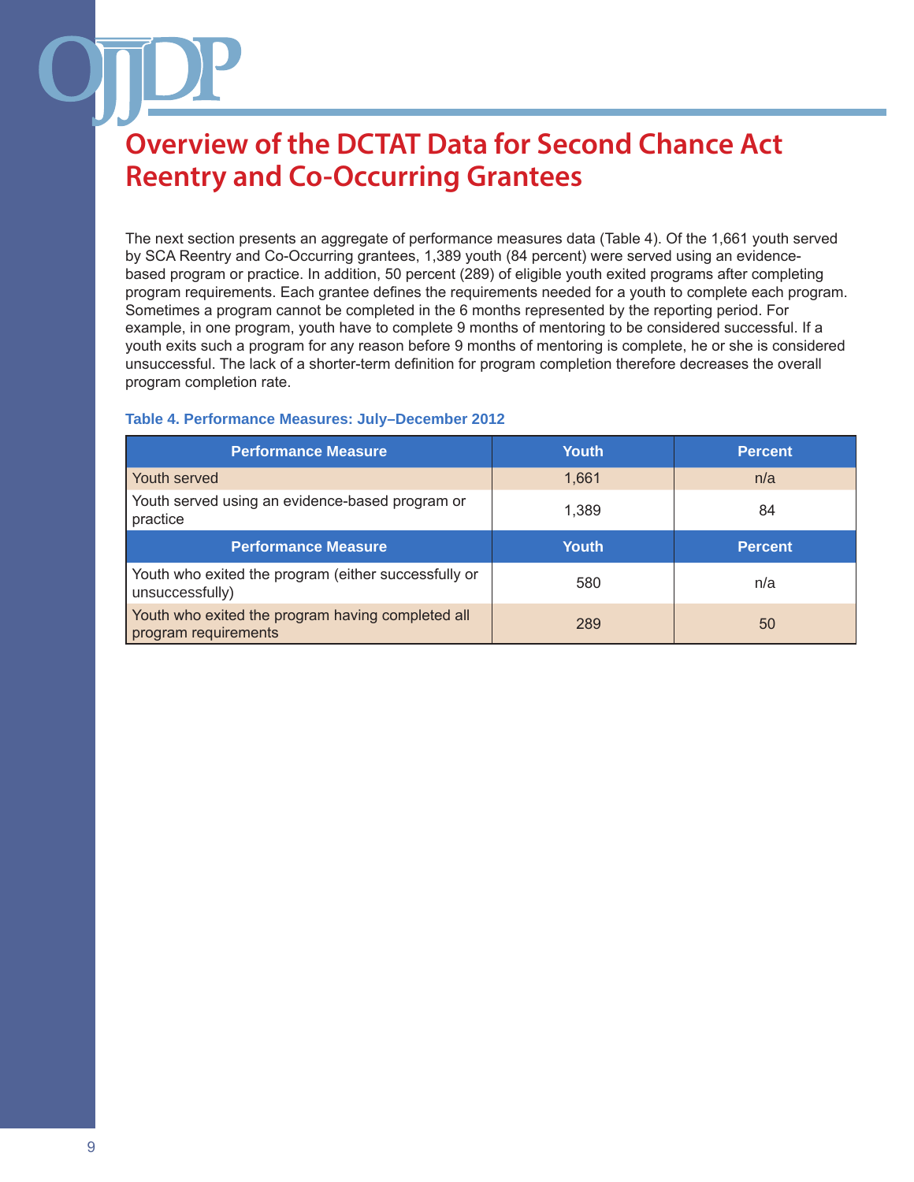# Overview of the DCTAT Data for Second Chance Act Reentry and Co-Occurring Grantees

The next section presents an aggregate of performance measures data (Table 4). Of the 1,661 youth served by SCA Reentry and Co-Occurring grantees, 1,389 youth (84 percent) were served using an evidence-based program or practice. In addition, 50 percent (289) of eligible youth exited programs after completing program requirements. Each grantee defines the requirements needed for a youth to complete each program. Sometimes a program cannot be completed in the 6 months represented by the reporting period. For example, in one program, youth have to complete 9 months of mentoring to be considered successful. If a youth exits such a program for any reason before 9 months of mentoring is complete, he or she is considered unsuccessful. The lack of a shorter-term definition for program completion therefore decreases the overall program completion rate.

**Table 4. Performance Measures: July–December 2012**

| Performance Measure | Youth | Percent |
|---|---|---|
| Youth served | 1,661 | n/a |
| Youth served using an evidence-based program or practice | 1,389 | 84 |
| **Performance Measure** | **Youth** | **Percent** |
| Youth who exited the program (either successfully or unsuccessfully) | 580 | n/a |
| Youth who exited the program having completed all program requirements | 289 | 50 |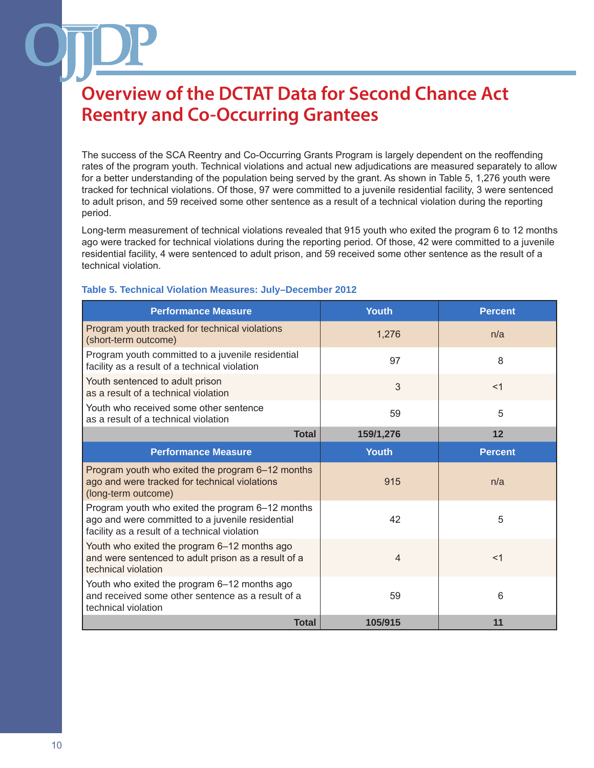# Overview of the DCTAT Data for Second Chance Act Reentry and Co-Occurring Grantees

The success of the SCA Reentry and Co-Occurring Grants Program is largely dependent on the reoffending rates of the program youth. Technical violations and actual new adjudications are measured separately to allow for a better understanding of the population being served by the grant. As shown in Table 5, 1,276 youth were tracked for technical violations. Of those, 97 were committed to a juvenile residential facility, 3 were sentenced to adult prison, and 59 received some other sentence as a result of a technical violation during the reporting period.

Long-term measurement of technical violations revealed that 915 youth who exited the program 6 to 12 months ago were tracked for technical violations during the reporting period. Of those, 42 were committed to a juvenile residential facility, 4 were sentenced to adult prison, and 59 received some other sentence as the result of a technical violation.

**Table 5. Technical Violation Measures: July–December 2012**

| Performance Measure | Youth | Percent |
|---|---|---|
| Program youth tracked for technical violations (short-term outcome) | 1,276 | n/a |
| Program youth committed to a juvenile residential facility as a result of a technical violation | 97 | 8 |
| Youth sentenced to adult prison as a result of a technical violation | 3 | <1 |
| Youth who received some other sentence as a result of a technical violation | 59 | 5 |
| **Total** | **159/1,276** | **12** |
| **Performance Measure** | **Youth** | **Percent** |
| Program youth who exited the program 6–12 months ago and were tracked for technical violations (long-term outcome) | 915 | n/a |
| Program youth who exited the program 6–12 months ago and were committed to a juvenile residential facility as a result of a technical violation | 42 | 5 |
| Youth who exited the program 6–12 months ago and were sentenced to adult prison as a result of a technical violation | 4 | <1 |
| Youth who exited the program 6–12 months ago and received some other sentence as a result of a technical violation | 59 | 6 |
| **Total** | **105/915** | **11** |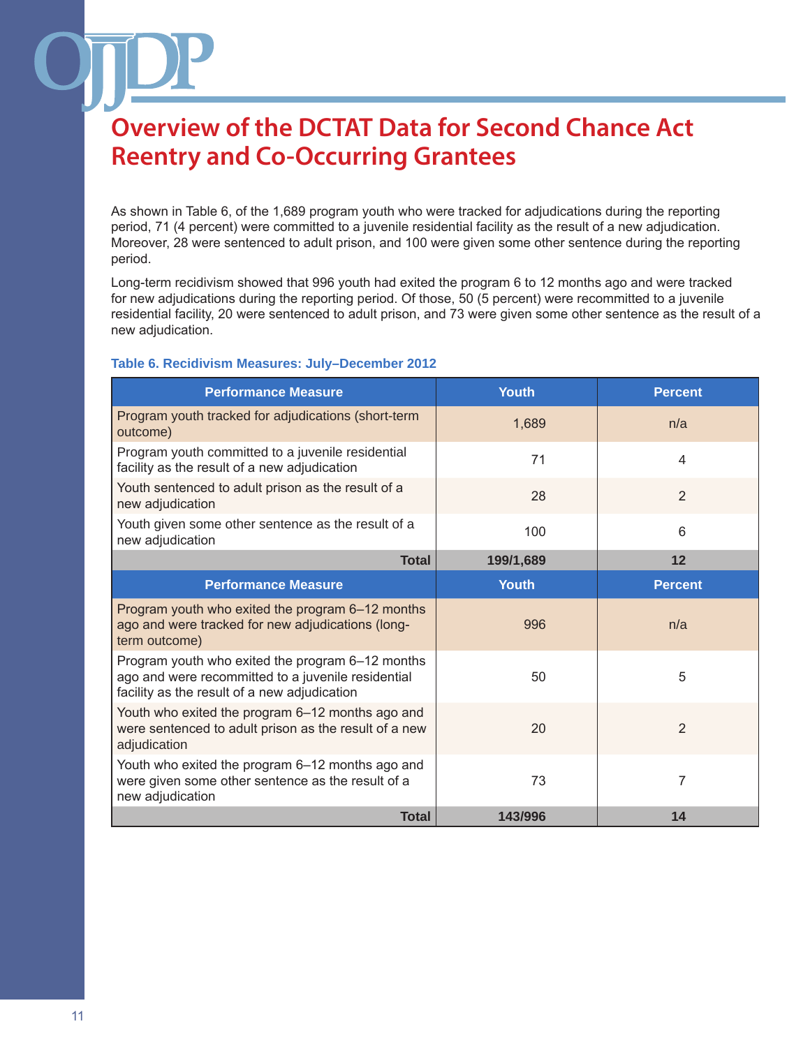# Overview of the DCTAT Data for Second Chance Act Reentry and Co-Occurring Grantees

As shown in Table 6, of the 1,689 program youth who were tracked for adjudications during the reporting period, 71 (4 percent) were committed to a juvenile residential facility as the result of a new adjudication. Moreover, 28 were sentenced to adult prison, and 100 were given some other sentence during the reporting period.

Long-term recidivism showed that 996 youth had exited the program 6 to 12 months ago and were tracked for new adjudications during the reporting period. Of those, 50 (5 percent) were recommitted to a juvenile residential facility, 20 were sentenced to adult prison, and 73 were given some other sentence as the result of a new adjudication.

**Table 6. Recidivism Measures: July–December 2012**

| Performance Measure | Youth | Percent |
|---|---|---|
| Program youth tracked for adjudications (short-term outcome) | 1,689 | n/a |
| Program youth committed to a juvenile residential facility as the result of a new adjudication | 71 | 4 |
| Youth sentenced to adult prison as the result of a new adjudication | 28 | 2 |
| Youth given some other sentence as the result of a new adjudication | 100 | 6 |
| **Total** | **199/1,689** | **12** |
| **Performance Measure** | **Youth** | **Percent** |
| Program youth who exited the program 6–12 months ago and were tracked for new adjudications (long-term outcome) | 996 | n/a |
| Program youth who exited the program 6–12 months ago and were recommitted to a juvenile residential facility as the result of a new adjudication | 50 | 5 |
| Youth who exited the program 6–12 months ago and were sentenced to adult prison as the result of a new adjudication | 20 | 2 |
| Youth who exited the program 6–12 months ago and were given some other sentence as the result of a new adjudication | 73 | 7 |
| **Total** | **143/996** | **14** |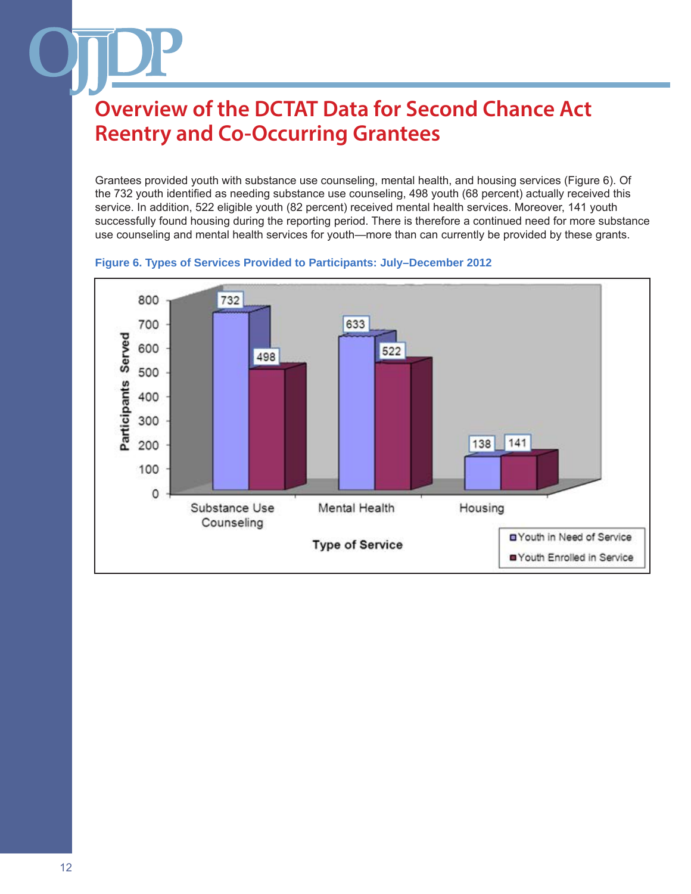# Overview of the DCTAT Data for Second Chance Act Reentry and Co-Occurring Grantees

Grantees provided youth with substance use counseling, mental health, and housing services (Figure 6). Of the 732 youth identified as needing substance use counseling, 498 youth (68 percent) actually received this service. In addition, 522 eligible youth (82 percent) received mental health services. Moreover, 141 youth successfully found housing during the reporting period. There is therefore a continued need for more substance use counseling and mental health services for youth—more than can currently be provided by these grants.

**Figure 6. Types of Services Provided to Participants: July–December 2012**

| Type of Service | Youth in Need of Service | Youth Enrolled in Service |
|---|---|---|
| Substance Use Counseling | 732 | 498 |
| Mental Health | 633 | 522 |
| Housing | 138 | 141 |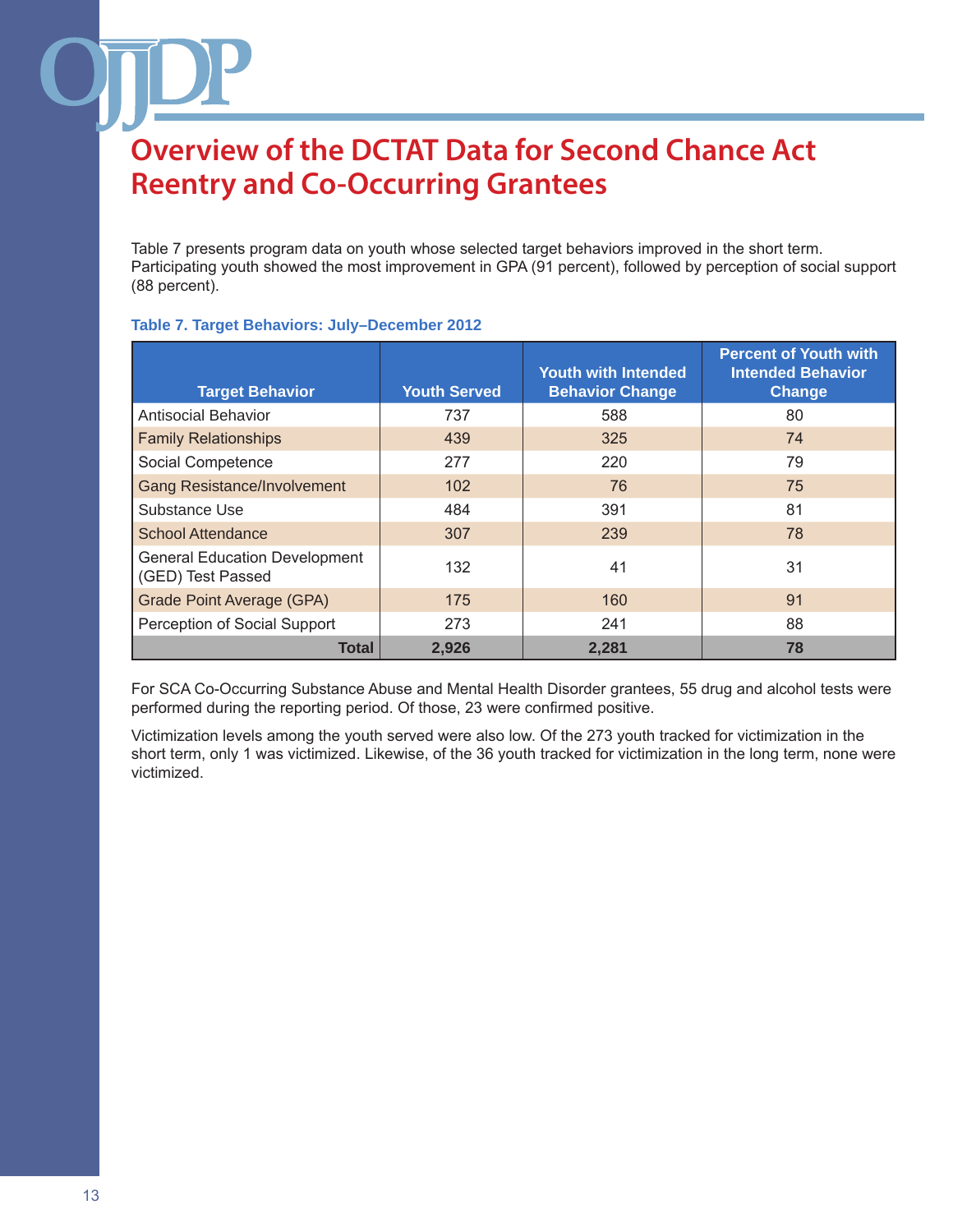# Overview of the DCTAT Data for Second Chance Act Reentry and Co-Occurring Grantees

Table 7 presents program data on youth whose selected target behaviors improved in the short term. Participating youth showed the most improvement in GPA (91 percent), followed by perception of social support (88 percent).

**Table 7. Target Behaviors: July–December 2012**

| Target Behavior | Youth Served | Youth with Intended Behavior Change | Percent of Youth with Intended Behavior Change |
|---|---|---|---|
| Antisocial Behavior | 737 | 588 | 80 |
| Family Relationships | 439 | 325 | 74 |
| Social Competence | 277 | 220 | 79 |
| Gang Resistance/Involvement | 102 | 76 | 75 |
| Substance Use | 484 | 391 | 81 |
| School Attendance | 307 | 239 | 78 |
| General Education Development (GED) Test Passed | 132 | 41 | 31 |
| Grade Point Average (GPA) | 175 | 160 | 91 |
| Perception of Social Support | 273 | 241 | 88 |
| **Total** | **2,926** | **2,281** | **78** |

For SCA Co-Occurring Substance Abuse and Mental Health Disorder grantees, 55 drug and alcohol tests were performed during the reporting period. Of those, 23 were confirmed positive.

Victimization levels among the youth served were also low. Of the 273 youth tracked for victimization in the short term, only 1 was victimized. Likewise, of the 36 youth tracked for victimization in the long term, none were victimized.